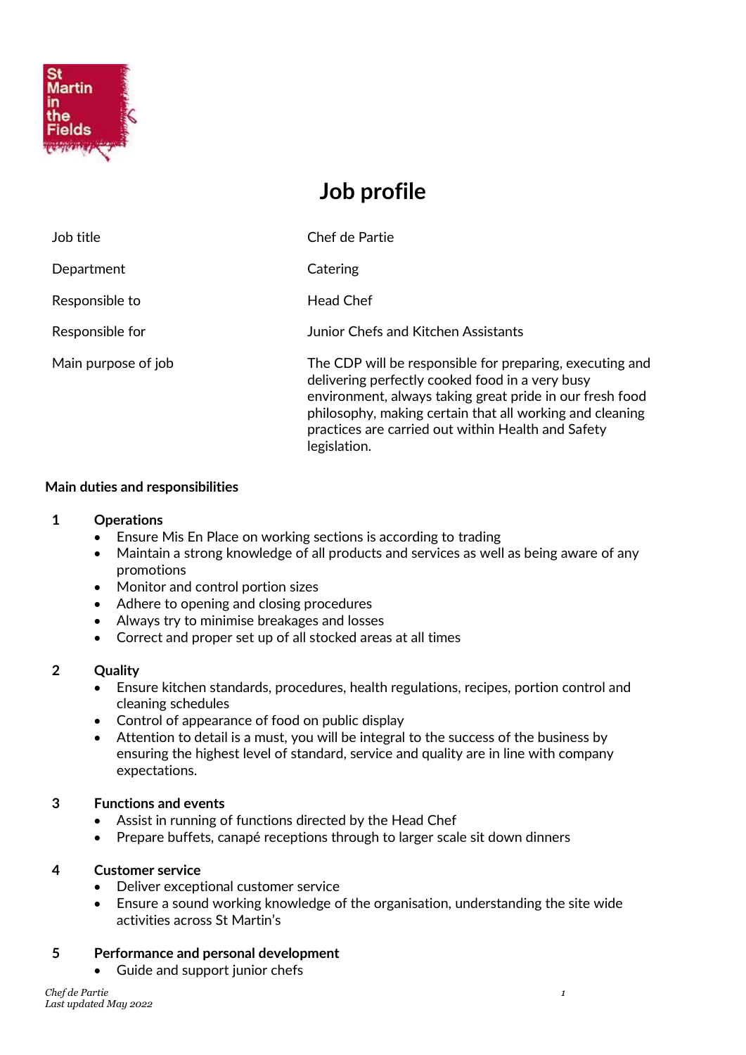# Job profile

| | |
|---|---|
| Job title | Chef de Partie |
| Department | Catering |
| Responsible to | Head Chef |
| Responsible for | Junior Chefs and Kitchen Assistants |
| Main purpose of job | The CDP will be responsible for preparing, executing and delivering perfectly cooked food in a very busy environment, always taking great pride in our fresh food philosophy, making certain that all working and cleaning practices are carried out within Health and Safety legislation. |

## Main duties and responsibilities

**1 Operations**

- Ensure Mis En Place on working sections is according to trading
- Maintain a strong knowledge of all products and services as well as being aware of any promotions
- Monitor and control portion sizes
- Adhere to opening and closing procedures
- Always try to minimise breakages and losses
- Correct and proper set up of all stocked areas at all times

**2 Quality**

- Ensure kitchen standards, procedures, health regulations, recipes, portion control and cleaning schedules
- Control of appearance of food on public display
- Attention to detail is a must, you will be integral to the success of the business by ensuring the highest level of standard, service and quality are in line with company expectations.

**3 Functions and events**

- Assist in running of functions directed by the Head Chef
- Prepare buffets, canapé receptions through to larger scale sit down dinners

**4 Customer service**

- Deliver exceptional customer service
- Ensure a sound working knowledge of the organisation, understanding the site wide activities across St Martin's

**5 Performance and personal development**

- Guide and support junior chefs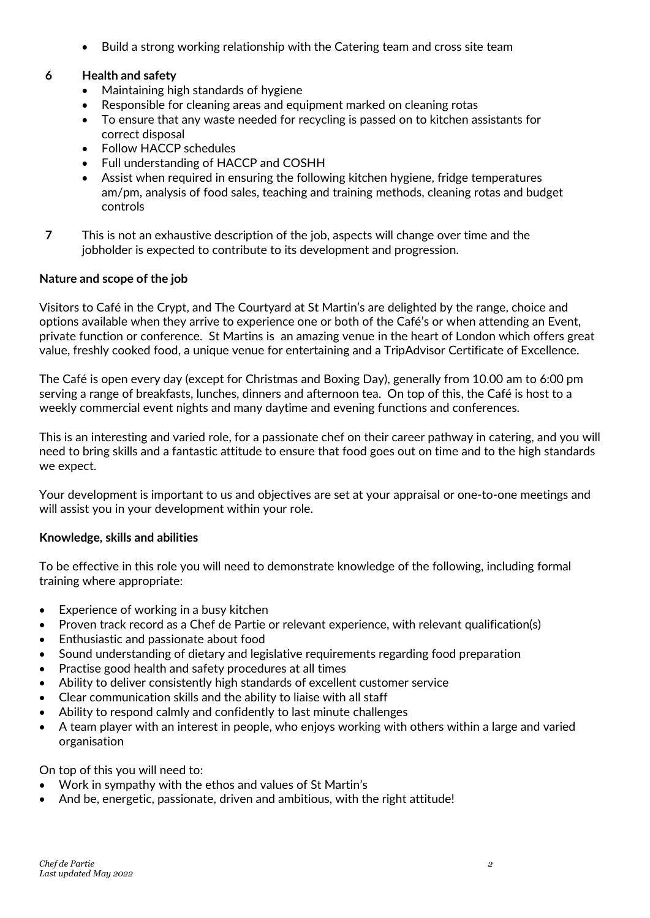- Build a strong working relationship with the Catering team and cross site team

**6 Health and safety**

- Maintaining high standards of hygiene
- Responsible for cleaning areas and equipment marked on cleaning rotas
- To ensure that any waste needed for recycling is passed on to kitchen assistants for correct disposal
- Follow HACCP schedules
- Full understanding of HACCP and COSHH
- Assist when required in ensuring the following kitchen hygiene, fridge temperatures am/pm, analysis of food sales, teaching and training methods, cleaning rotas and budget controls

**7** This is not an exhaustive description of the job, aspects will change over time and the jobholder is expected to contribute to its development and progression.

**Nature and scope of the job**

Visitors to Café in the Crypt, and The Courtyard at St Martin's are delighted by the range, choice and options available when they arrive to experience one or both of the Café's or when attending an Event, private function or conference. St Martins is an amazing venue in the heart of London which offers great value, freshly cooked food, a unique venue for entertaining and a TripAdvisor Certificate of Excellence.

The Café is open every day (except for Christmas and Boxing Day), generally from 10.00 am to 6:00 pm serving a range of breakfasts, lunches, dinners and afternoon tea. On top of this, the Café is host to a weekly commercial event nights and many daytime and evening functions and conferences.

This is an interesting and varied role, for a passionate chef on their career pathway in catering, and you will need to bring skills and a fantastic attitude to ensure that food goes out on time and to the high standards we expect.

Your development is important to us and objectives are set at your appraisal or one-to-one meetings and will assist you in your development within your role.

**Knowledge, skills and abilities**

To be effective in this role you will need to demonstrate knowledge of the following, including formal training where appropriate:

- Experience of working in a busy kitchen
- Proven track record as a Chef de Partie or relevant experience, with relevant qualification(s)
- Enthusiastic and passionate about food
- Sound understanding of dietary and legislative requirements regarding food preparation
- Practise good health and safety procedures at all times
- Ability to deliver consistently high standards of excellent customer service
- Clear communication skills and the ability to liaise with all staff
- Ability to respond calmly and confidently to last minute challenges
- A team player with an interest in people, who enjoys working with others within a large and varied organisation

On top of this you will need to:

- Work in sympathy with the ethos and values of St Martin's
- And be, energetic, passionate, driven and ambitious, with the right attitude!